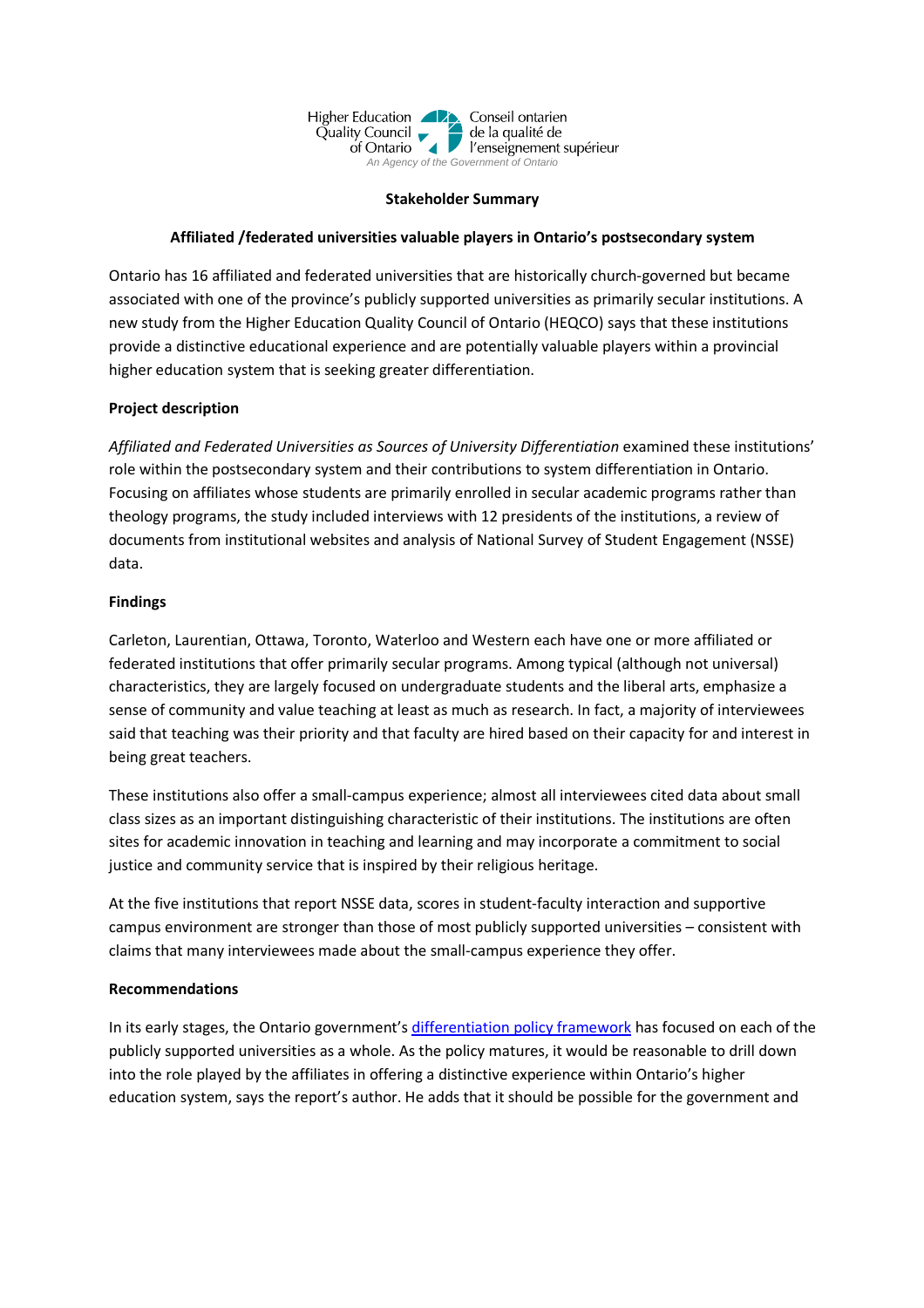Higher Education Quality Council of Ontario
Conseil ontarien de la qualité de l'enseignement supérieur
*An Agency of the Government of Ontario*

**Stakeholder Summary**

**Affiliated /federated universities valuable players in Ontario's postsecondary system**

Ontario has 16 affiliated and federated universities that are historically church-governed but became associated with one of the province's publicly supported universities as primarily secular institutions. A new study from the Higher Education Quality Council of Ontario (HEQCO) says that these institutions provide a distinctive educational experience and are potentially valuable players within a provincial higher education system that is seeking greater differentiation.

**Project description**

*Affiliated and Federated Universities as Sources of University Differentiation* examined these institutions' role within the postsecondary system and their contributions to system differentiation in Ontario. Focusing on affiliates whose students are primarily enrolled in secular academic programs rather than theology programs, the study included interviews with 12 presidents of the institutions, a review of documents from institutional websites and analysis of National Survey of Student Engagement (NSSE) data.

**Findings**

Carleton, Laurentian, Ottawa, Toronto, Waterloo and Western each have one or more affiliated or federated institutions that offer primarily secular programs. Among typical (although not universal) characteristics, they are largely focused on undergraduate students and the liberal arts, emphasize a sense of community and value teaching at least as much as research. In fact, a majority of interviewees said that teaching was their priority and that faculty are hired based on their capacity for and interest in being great teachers.

These institutions also offer a small-campus experience; almost all interviewees cited data about small class sizes as an important distinguishing characteristic of their institutions. The institutions are often sites for academic innovation in teaching and learning and may incorporate a commitment to social justice and community service that is inspired by their religious heritage.

At the five institutions that report NSSE data, scores in student-faculty interaction and supportive campus environment are stronger than those of most publicly supported universities – consistent with claims that many interviewees made about the small-campus experience they offer.

**Recommendations**

In its early stages, the Ontario government's differentiation policy framework has focused on each of the publicly supported universities as a whole. As the policy matures, it would be reasonable to drill down into the role played by the affiliates in offering a distinctive experience within Ontario's higher education system, says the report's author. He adds that it should be possible for the government and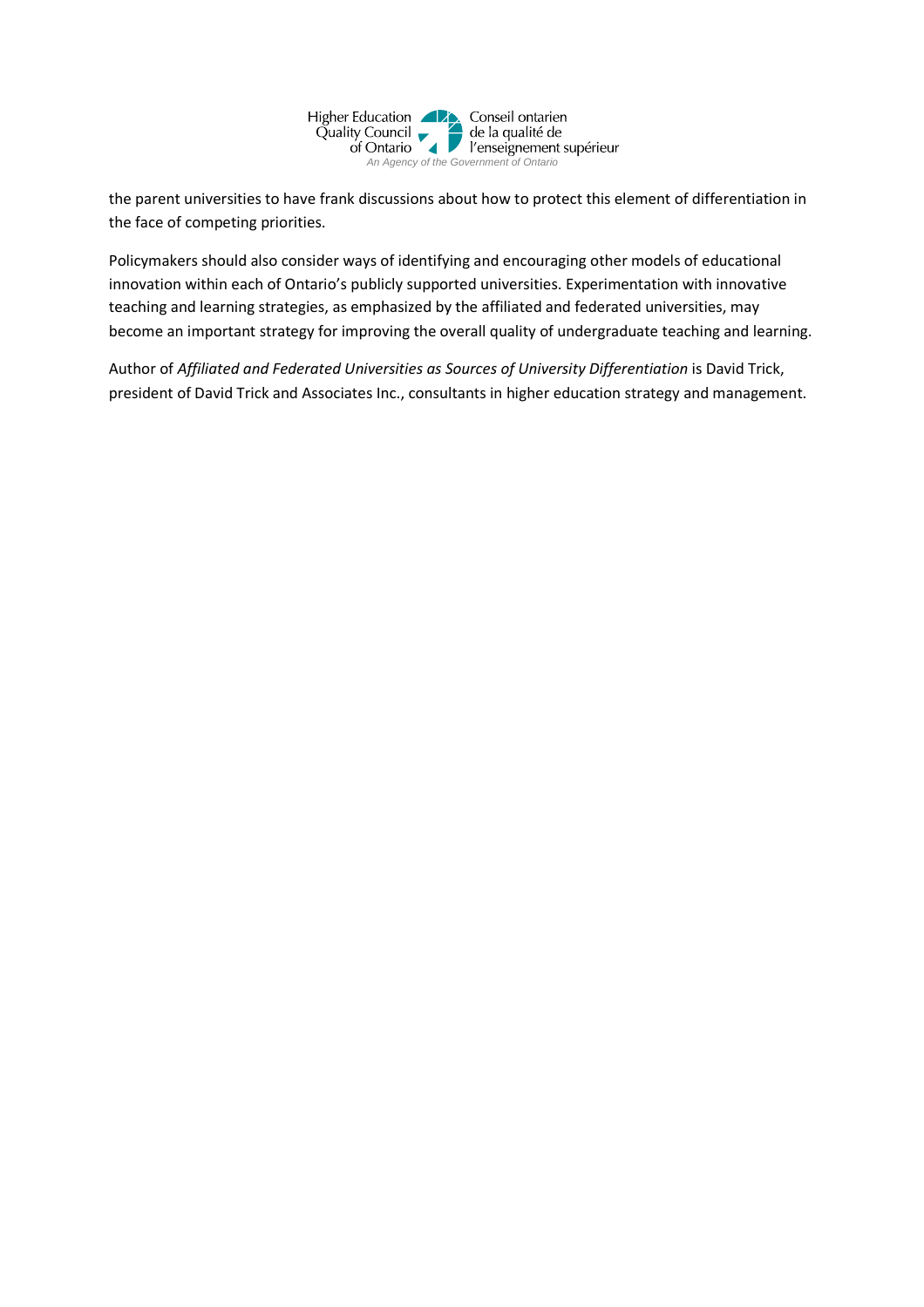the parent universities to have frank discussions about how to protect this element of differentiation in the face of competing priorities.

Policymakers should also consider ways of identifying and encouraging other models of educational innovation within each of Ontario's publicly supported universities. Experimentation with innovative teaching and learning strategies, as emphasized by the affiliated and federated universities, may become an important strategy for improving the overall quality of undergraduate teaching and learning.

Author of *Affiliated and Federated Universities as Sources of University Differentiation* is David Trick, president of David Trick and Associates Inc., consultants in higher education strategy and management.